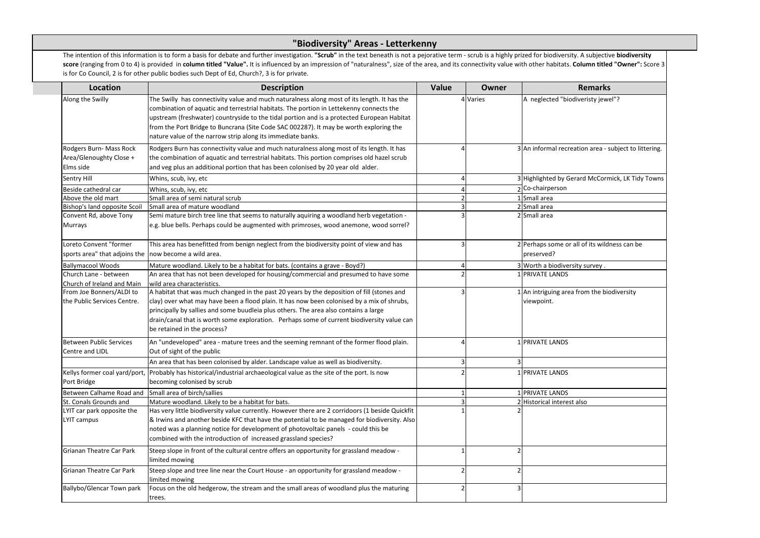# "Biodiversity" Areas - Letterkenny

The intention of this information is to form a basis for debate and further investigation. **"Scrub"** in the text beneath is not a pejorative term - scrub is a highly prized for biodiversity. A subjective **biodiversity score** (ranging from 0 to 4) is provided in **column titled "Value".** It is influenced by an impression of "naturalness", size of the area, and its connectivity value with other habitats. **Column titled "Owner":** Score 3 is for Co Council, 2 is for other public bodies such Dept of Ed, Church?, 3 is for private.

| Location | Description | Value | Owner | Remarks |
|---|---|---|---|---|
| Along the Swilly | The Swilly has connectivity value and much naturalness along most of its length. It has the combination of aquatic and terrestrial habitats. The portion in Lettekenny connects the upstream (freshwater) countryside to the tidal portion and is a protected European Habitat from the Port Bridge to Buncrana (Site Code SAC 002287). It may be worth exploring the nature value of the narrow strip along its immediate banks. | 4 | Varies | A neglected "biodiveristy jewel"? |
| Rodgers Burn- Mass Rock Area/Glenoughty Close + Elms side | Rodgers Burn has connectivity value and much naturalness along most of its length. It has the combination of aquatic and terrestrial habitats. This portion comprises old hazel scrub and veg plus an additional portion that has been colonised by 20 year old alder. | 4 | 3 | An informal recreation area - subject to littering. |
| Sentry Hill | Whins, scub, ivy, etc | 4 | 3 | Highlighted by Gerard McCormick, LK Tidy Towns |
| Beside cathedral car | Whins, scub, ivy, etc | 4 | 2 | Co-chairperson |
| Above the old mart | Small area of semi natural scrub | 2 | 1 | Small area |
| Bishop's land opposite Scoil | Small area of mature woodland | 3 | 2 | Small area |
| Convent Rd, above Tony Murrays | Semi mature birch tree line that seems to naturally aquiring a woodland herb vegetation - e.g. blue bells. Perhaps could be augmented with primroses, wood anemone, wood sorrel? | 3 | 2 | Small area |
| Loreto Convent "former sports area" that adjoins the | This area has benefitted from benign neglect from the biodiversity point of view and has now become a wild area. | 3 | 2 | Perhaps some or all of its wildness can be preserved? |
| Ballymacool Woods | Mature woodland. Likely to be a habitat for bats. (contains a grave - Boyd?) | 4 | 3 | Worth a biodiversity survey . |
| Church Lane - between Church of Ireland and Main | An area that has not been developed for housing/commercial and presumed to have some wild area characteristics. | 2 | 1 | PRIVATE LANDS |
| From Joe Bonners/ALDI to the Public Services Centre. | A habitat that was much changed in the past 20 years by the deposition of fill (stones and clay) over what may have been a flood plain. It has now been colonised by a mix of shrubs, principally by sallies and some buudleia plus others. The area also contains a large drain/canal that is worth some exploration. Perhaps some of current biodiversity value can be retained in the process? | 3 | 1 | An intriguing area from the biodiversity viewpoint. |
| Between Public Services Centre and LIDL | An "undeveloped" area - mature trees and the seeming remnant of the former flood plain. Out of sight of the public | 4 | 1 | PRIVATE LANDS |
| | An area that has been colonised by alder. Landscape value as well as biodiversity. | 3 | 3 | |
| Kellys former coal yard/port, Port Bridge | Probably has historical/industrial archaeological value as the site of the port. Is now becoming colonised by scrub | 2 | 1 | PRIVATE LANDS |
| Between Calhame Road and | Small area of birch/sallies | 1 | 1 | PRIVATE LANDS |
| St. Conals Grounds and | Mature woodland. Likely to be a habitat for bats. | 3 | 2 | Historical interest also |
| LYIT car park opposite the LYIT campus | Has very little biodiversity value currently. However there are 2 corridoors (1 beside Quickfit & Irwins and another beside KFC that have the potential to be managed for biodiversity. Also noted was a planning notice for development of photovoltaic panels - could this be combined with the introduction of increased grassland species? | 1 | 2 | |
| Grianan Theatre Car Park | Steep slope in front of the cultural centre offers an opportunity for grassland meadow - limited mowing | 1 | 2 | |
| Grianan Theatre Car Park | Steep slope and tree line near the Court House - an opportunity for grassland meadow - limited mowing | 2 | 2 | |
| Ballybo/Glencar Town park | Focus on the old hedgerow, the stream and the small areas of woodland plus the maturing trees. | 2 | 3 | |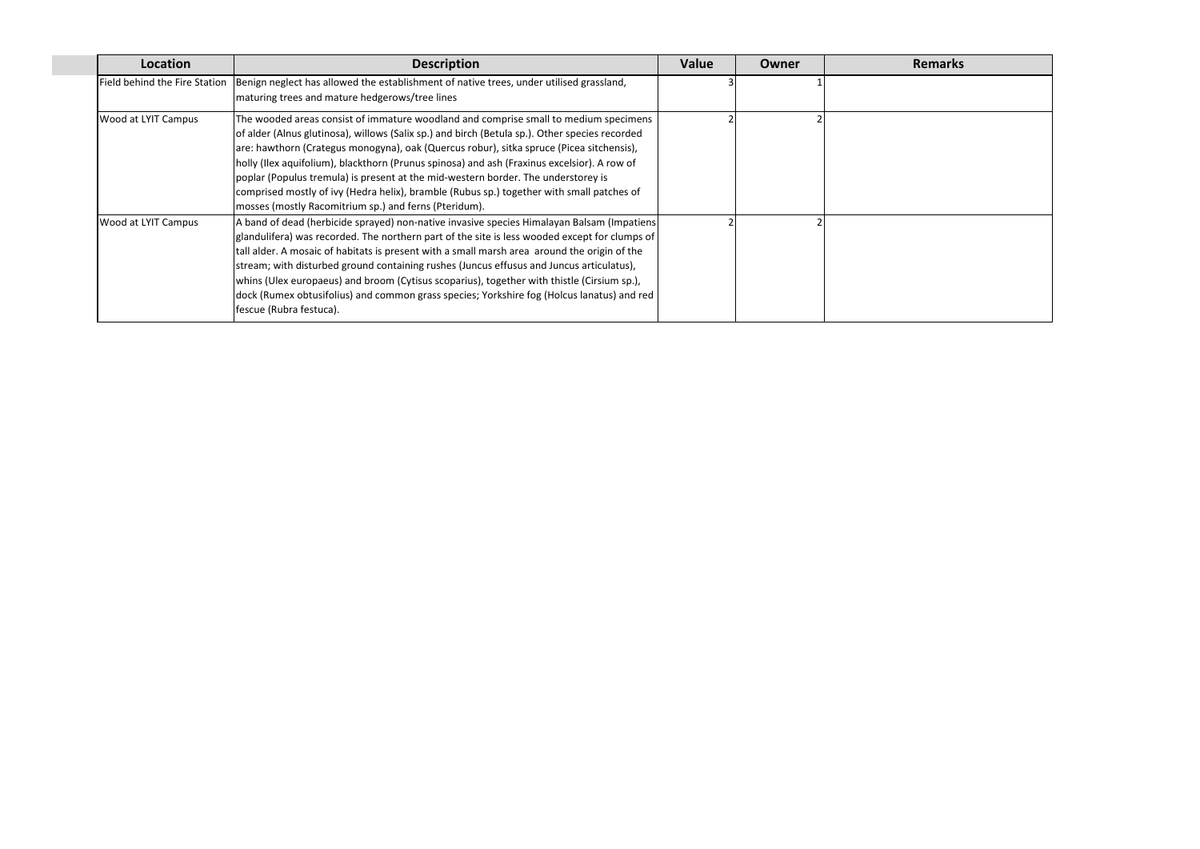| Location | Description | Value | Owner | Remarks |
|---|---|---|---|---|
| Field behind the Fire Station | Benign neglect has allowed the establishment of native trees, under utilised grassland, maturing trees and mature hedgerows/tree lines | 3 | 1 | |
| Wood at LYIT Campus | The wooded areas consist of immature woodland and comprise small to medium specimens of alder (Alnus glutinosa), willows (Salix sp.) and birch (Betula sp.). Other species recorded are: hawthorn (Crategus monogyna), oak (Quercus robur), sitka spruce (Picea sitchensis), holly (Ilex aquifolium), blackthorn (Prunus spinosa) and ash (Fraxinus excelsior). A row of poplar (Populus tremula) is present at the mid-western border. The understorey is comprised mostly of ivy (Hedra helix), bramble (Rubus sp.) together with small patches of mosses (mostly Racomitrium sp.) and ferns (Pteridum). | 2 | 2 | |
| Wood at LYIT Campus | A band of dead (herbicide sprayed) non-native invasive species Himalayan Balsam (Impatiens glandulifera) was recorded. The northern part of the site is less wooded except for clumps of tall alder. A mosaic of habitats is present with a small marsh area around the origin of the stream; with disturbed ground containing rushes (Juncus effusus and Juncus articulatus), whins (Ulex europaeus) and broom (Cytisus scoparius), together with thistle (Cirsium sp.), dock (Rumex obtusifolius) and common grass species; Yorkshire fog (Holcus lanatus) and red fescue (Rubra festuca). | 2 | 2 | |